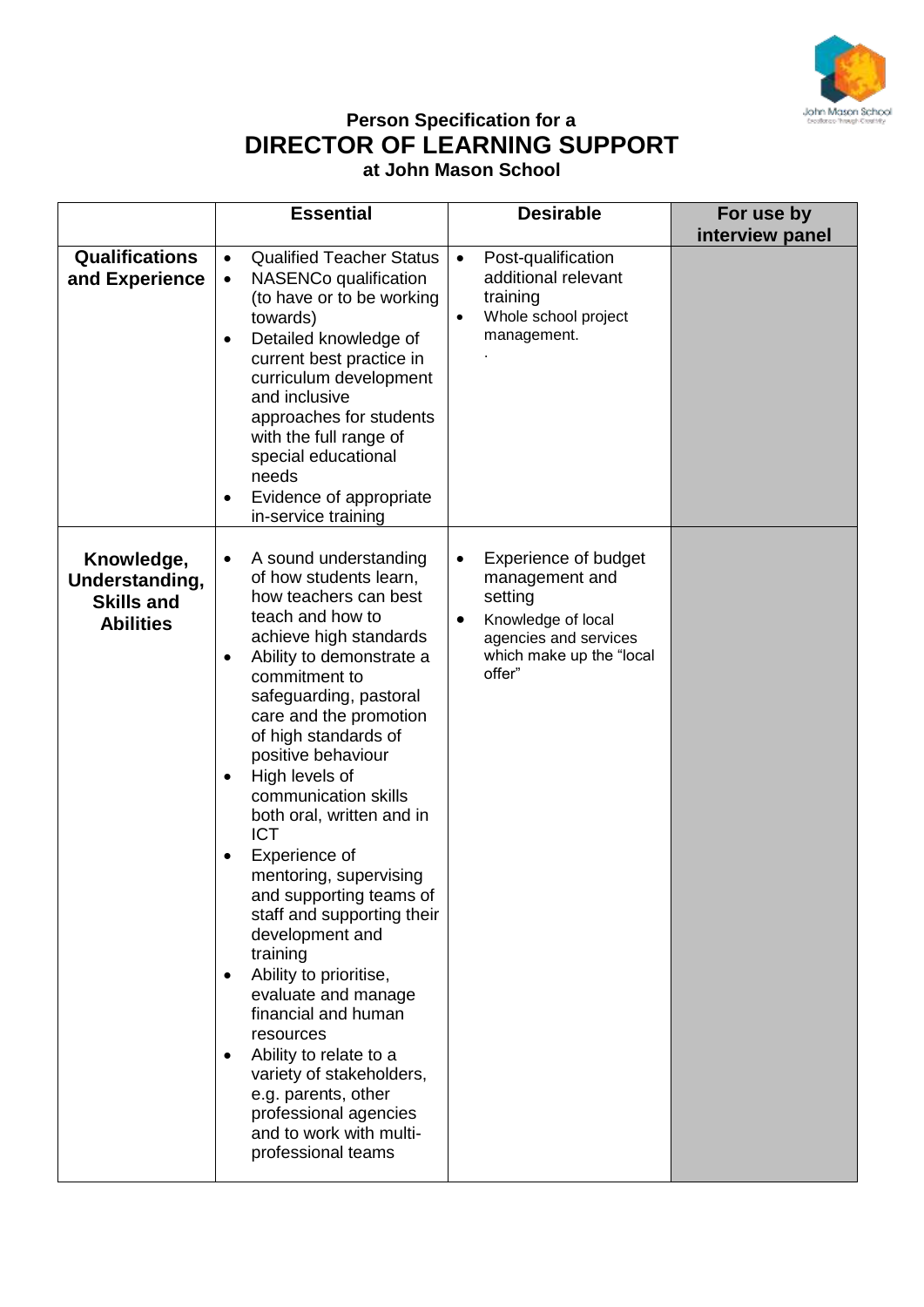**Person Specification for a**

# DIRECTOR OF LEARNING SUPPORT

**at John Mason School**

| | Essential | Desirable | For use by interview panel |
|---|---|---|---|
| **Qualifications and Experience** | • Qualified Teacher Status<br>• NASENCo qualification (to have or to be working towards)<br>• Detailed knowledge of current best practice in curriculum development and inclusive approaches for students with the full range of special educational needs<br>• Evidence of appropriate in-service training | • Post-qualification additional relevant training<br>• Whole school project management.<br>. | |
| **Knowledge, Understanding, Skills and Abilities** | • A sound understanding of how students learn, how teachers can best teach and how to achieve high standards<br>• Ability to demonstrate a commitment to safeguarding, pastoral care and the promotion of high standards of positive behaviour<br>• High levels of communication skills both oral, written and in ICT<br>• Experience of mentoring, supervising and supporting teams of staff and supporting their development and training<br>• Ability to prioritise, evaluate and manage financial and human resources<br>• Ability to relate to a variety of stakeholders, e.g. parents, other professional agencies and to work with multi-professional teams | • Experience of budget management and setting<br>• Knowledge of local agencies and services which make up the "local offer" | |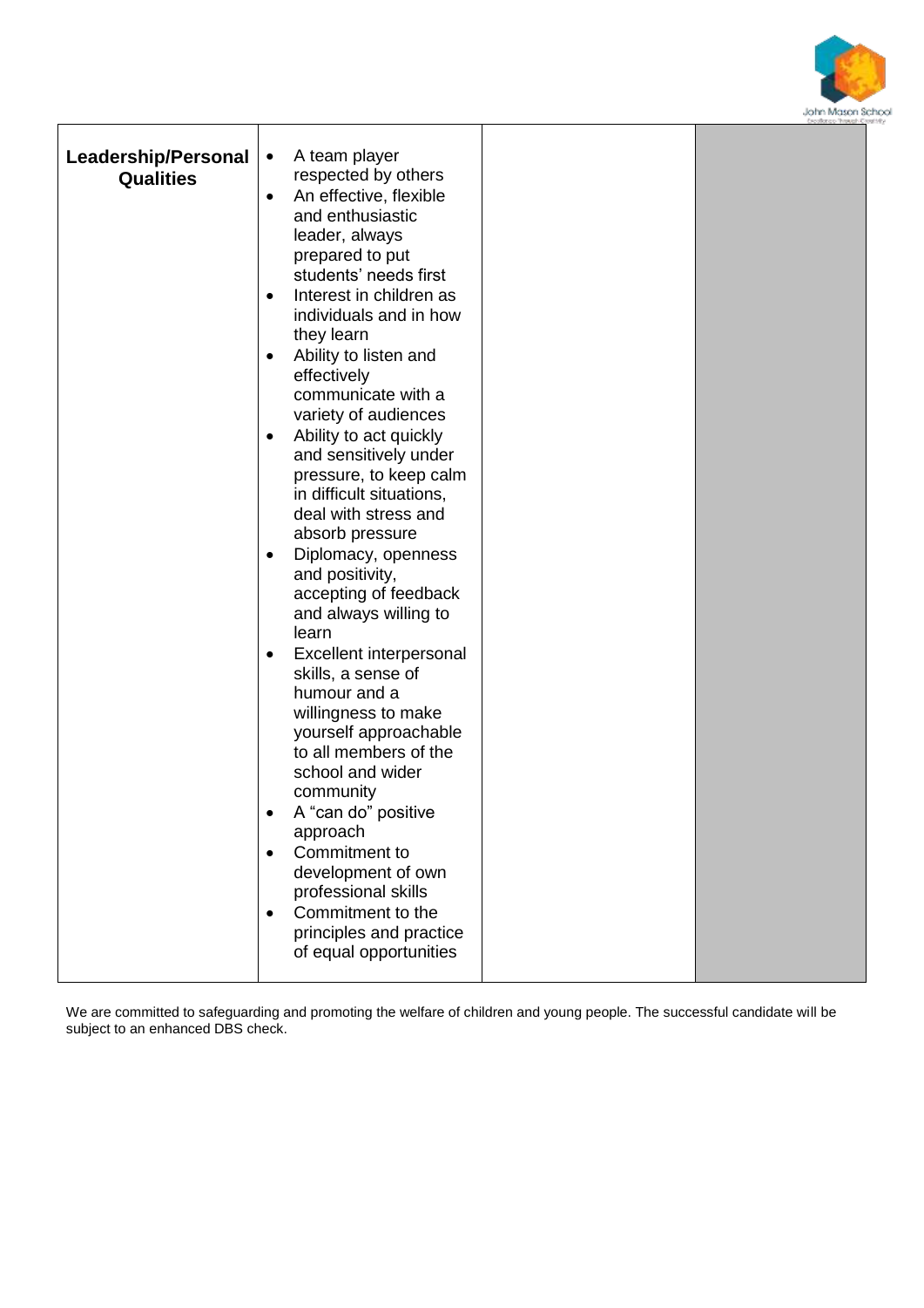| | | | |
|---|---|---|---|
| **Leadership/Personal Qualities** | • A team player respected by others<br>• An effective, flexible and enthusiastic leader, always prepared to put students' needs first<br>• Interest in children as individuals and in how they learn<br>• Ability to listen and effectively communicate with a variety of audiences<br>• Ability to act quickly and sensitively under pressure, to keep calm in difficult situations, deal with stress and absorb pressure<br>• Diplomacy, openness and positivity, accepting of feedback and always willing to learn<br>• Excellent interpersonal skills, a sense of humour and a willingness to make yourself approachable to all members of the school and wider community<br>• A "can do" positive approach<br>• Commitment to development of own professional skills<br>• Commitment to the principles and practice of equal opportunities | | |

We are committed to safeguarding and promoting the welfare of children and young people. The successful candidate will be subject to an enhanced DBS check.